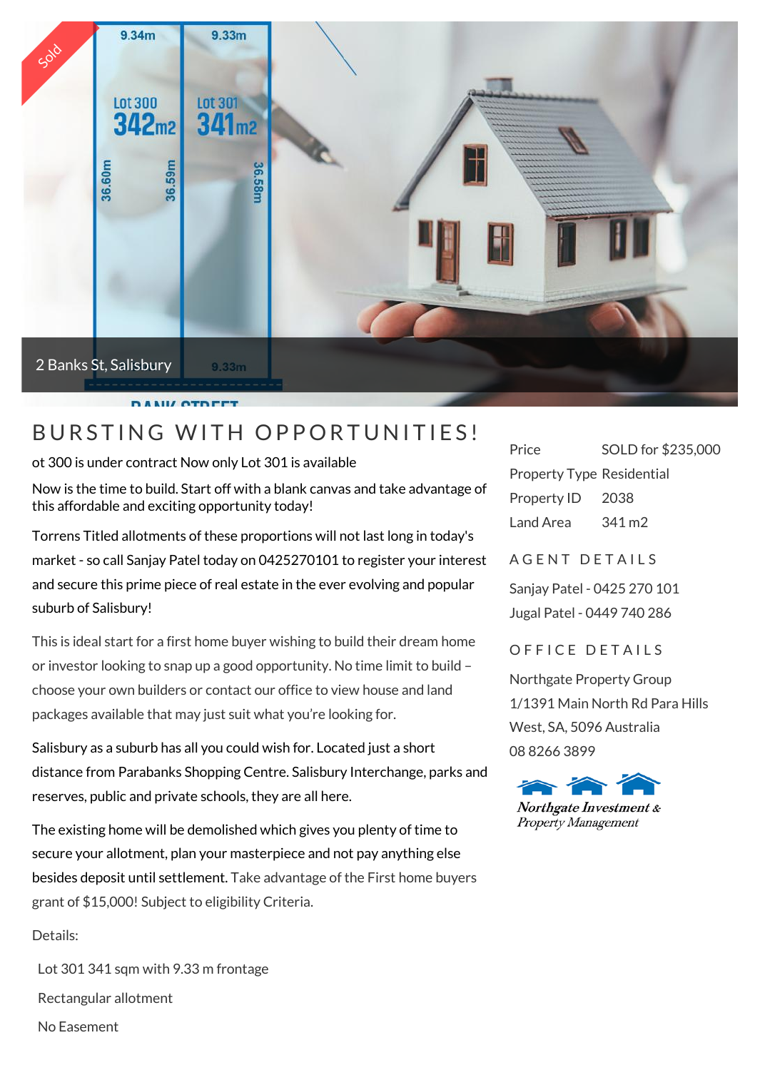2 Banks St, Salisbury

# BURSTING WITH OPPORTUNITIES!

ot 300 is under contract Now only Lot 301 is available

Now is the time to build. Start off with a blank canvas and take advantage of this affordable and exciting opportunity today!

Torrens Titled allotments of these proportions will not last long in today's market - so call Sanjay Patel today on 0425270101 to register your interest and secure this prime piece of real estate in the ever evolving and popular suburb of Salisbury!

This is ideal start for a first home buyer wishing to build their dream home or investor looking to snap up a good opportunity. No time limit to build – choose your own builders or contact our office to view house and land packages available that may just suit what you're looking for.

Salisbury as a suburb has all you could wish for. Located just a short distance from Parabanks Shopping Centre. Salisbury Interchange, parks and reserves, public and private schools, they are all here.

The existing home will be demolished which gives you plenty of time to secure your allotment, plan your masterpiece and not pay anything else besides deposit until settlement. Take advantage of the First home buyers grant of $15,000! Subject to eligibility Criteria.

Details:

Lot 301 341 sqm with 9.33 m frontage

Rectangular allotment

No Easement

| | |
|---|---|
| Price | SOLD for $235,000 |
| Property Type | Residential |
| Property ID | 2038 |
| Land Area | 341 m2 |

## AGENT DETAILS

Sanjay Patel - 0425 270 101

Jugal Patel - 0449 740 286

## OFFICE DETAILS

Northgate Property Group

1/1391 Main North Rd Para Hills West, SA, 5096 Australia

08 8266 3899

Northgate Investment & Property Management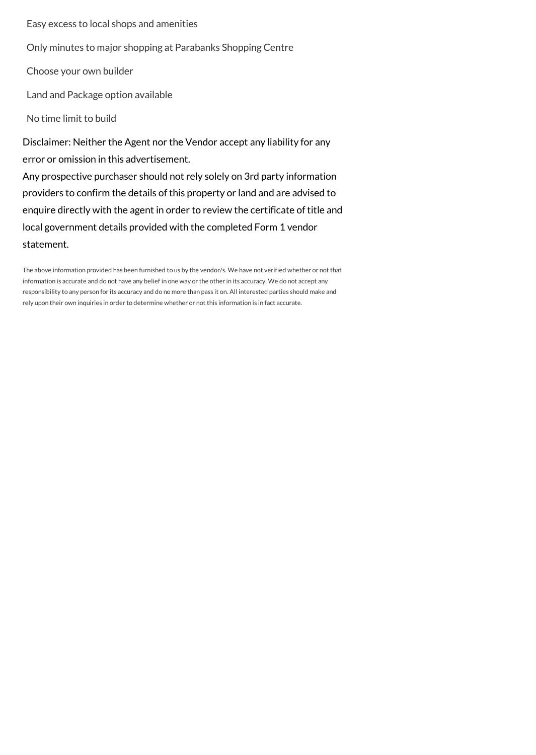Easy excess to local shops and amenities

Only minutes to major shopping at Parabanks Shopping Centre

Choose your own builder

Land and Package option available

No time limit to build

Disclaimer: Neither the Agent nor the Vendor accept any liability for any error or omission in this advertisement.
Any prospective purchaser should not rely solely on 3rd party information providers to confirm the details of this property or land and are advised to enquire directly with the agent in order to review the certificate of title and local government details provided with the completed Form 1 vendor statement.

The above information provided has been furnished to us by the vendor/s. We have not verified whether or not that information is accurate and do not have any belief in one way or the other in its accuracy. We do not accept any responsibility to any person for its accuracy and do no more than pass it on. All interested parties should make and rely upon their own inquiries in order to determine whether or not this information is in fact accurate.